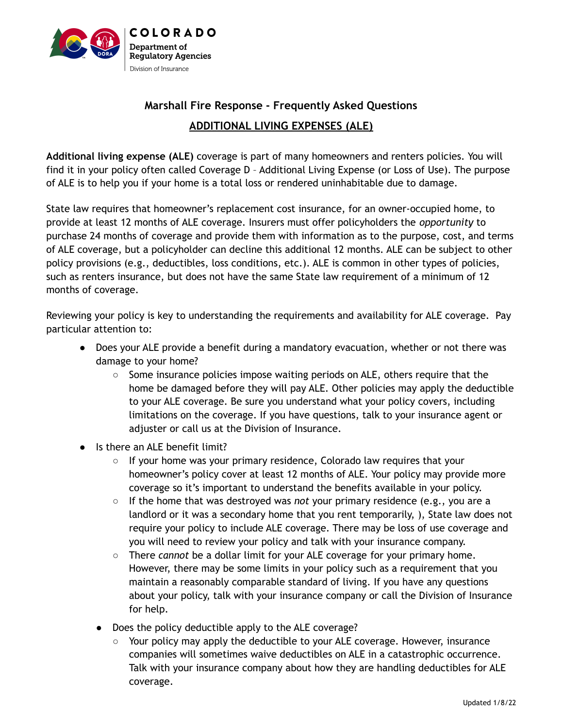COLORADO
Department of Regulatory Agencies
Division of Insurance

## Marshall Fire Response - Frequently Asked Questions

## ADDITIONAL LIVING EXPENSES (ALE)

**Additional living expense (ALE)** coverage is part of many homeowners and renters policies. You will find it in your policy often called Coverage D – Additional Living Expense (or Loss of Use). The purpose of ALE is to help you if your home is a total loss or rendered uninhabitable due to damage.

State law requires that homeowner's replacement cost insurance, for an owner-occupied home, to provide at least 12 months of ALE coverage. Insurers must offer policyholders the *opportunity* to purchase 24 months of coverage and provide them with information as to the purpose, cost, and terms of ALE coverage, but a policyholder can decline this additional 12 months. ALE can be subject to other policy provisions (e.g., deductibles, loss conditions, etc.). ALE is common in other types of policies, such as renters insurance, but does not have the same State law requirement of a minimum of 12 months of coverage.

Reviewing your policy is key to understanding the requirements and availability for ALE coverage. Pay particular attention to:

- Does your ALE provide a benefit during a mandatory evacuation, whether or not there was damage to your home?
  - Some insurance policies impose waiting periods on ALE, others require that the home be damaged before they will pay ALE. Other policies may apply the deductible to your ALE coverage. Be sure you understand what your policy covers, including limitations on the coverage. If you have questions, talk to your insurance agent or adjuster or call us at the Division of Insurance.
- Is there an ALE benefit limit?
  - If your home was your primary residence, Colorado law requires that your homeowner's policy cover at least 12 months of ALE. Your policy may provide more coverage so it's important to understand the benefits available in your policy.
  - If the home that was destroyed was *not* your primary residence (e.g., you are a landlord or it was a secondary home that you rent temporarily, ), State law does not require your policy to include ALE coverage. There may be loss of use coverage and you will need to review your policy and talk with your insurance company.
  - There *cannot* be a dollar limit for your ALE coverage for your primary home. However, there may be some limits in your policy such as a requirement that you maintain a reasonably comparable standard of living. If you have any questions about your policy, talk with your insurance company or call the Division of Insurance for help.
- Does the policy deductible apply to the ALE coverage?
  - Your policy may apply the deductible to your ALE coverage. However, insurance companies will sometimes waive deductibles on ALE in a catastrophic occurrence. Talk with your insurance company about how they are handling deductibles for ALE coverage.

Updated 1/8/22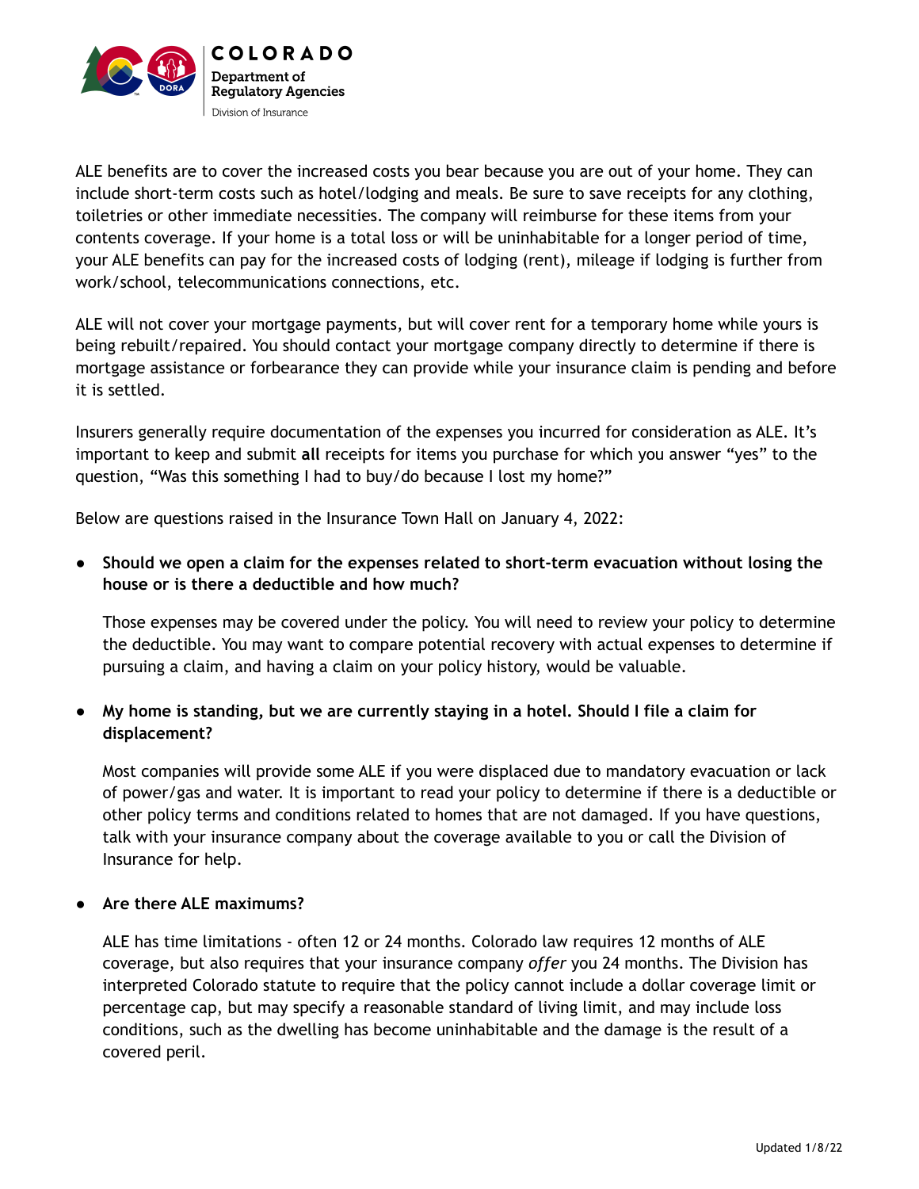ALE benefits are to cover the increased costs you bear because you are out of your home. They can include short-term costs such as hotel/lodging and meals. Be sure to save receipts for any clothing, toiletries or other immediate necessities. The company will reimburse for these items from your contents coverage. If your home is a total loss or will be uninhabitable for a longer period of time, your ALE benefits can pay for the increased costs of lodging (rent), mileage if lodging is further from work/school, telecommunications connections, etc.

ALE will not cover your mortgage payments, but will cover rent for a temporary home while yours is being rebuilt/repaired. You should contact your mortgage company directly to determine if there is mortgage assistance or forbearance they can provide while your insurance claim is pending and before it is settled.

Insurers generally require documentation of the expenses you incurred for consideration as ALE. It's important to keep and submit **all** receipts for items you purchase for which you answer "yes" to the question, "Was this something I had to buy/do because I lost my home?"

Below are questions raised in the Insurance Town Hall on January 4, 2022:

- **Should we open a claim for the expenses related to short-term evacuation without losing the house or is there a deductible and how much?**

  Those expenses may be covered under the policy. You will need to review your policy to determine the deductible. You may want to compare potential recovery with actual expenses to determine if pursuing a claim, and having a claim on your policy history, would be valuable.

- **My home is standing, but we are currently staying in a hotel. Should I file a claim for displacement?**

  Most companies will provide some ALE if you were displaced due to mandatory evacuation or lack of power/gas and water. It is important to read your policy to determine if there is a deductible or other policy terms and conditions related to homes that are not damaged. If you have questions, talk with your insurance company about the coverage available to you or call the Division of Insurance for help.

- **Are there ALE maximums?**

  ALE has time limitations - often 12 or 24 months. Colorado law requires 12 months of ALE coverage, but also requires that your insurance company *offer* you 24 months. The Division has interpreted Colorado statute to require that the policy cannot include a dollar coverage limit or percentage cap, but may specify a reasonable standard of living limit, and may include loss conditions, such as the dwelling has become uninhabitable and the damage is the result of a covered peril.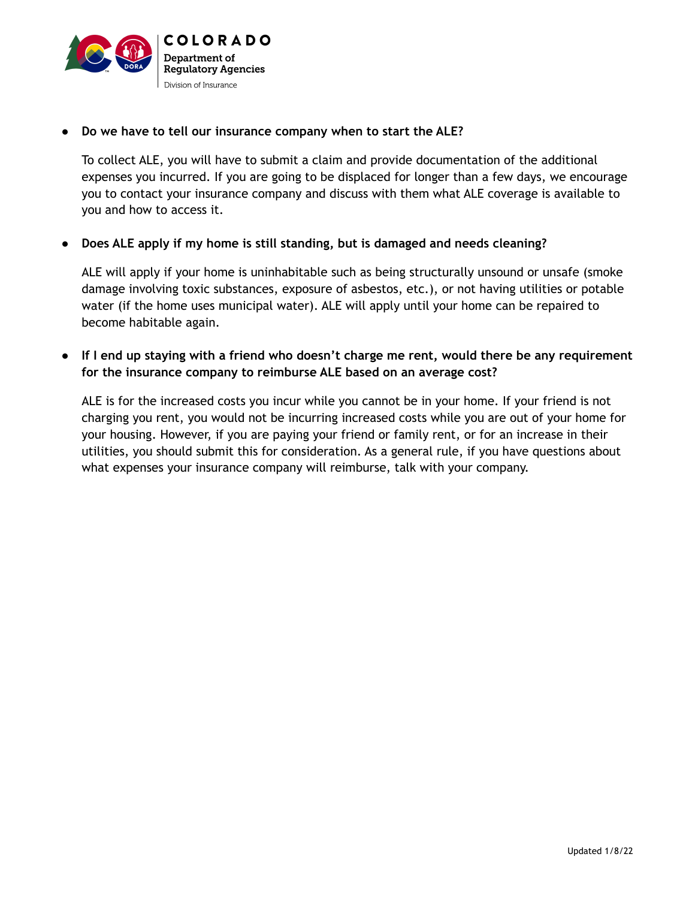- **Do we have to tell our insurance company when to start the ALE?**

  To collect ALE, you will have to submit a claim and provide documentation of the additional expenses you incurred. If you are going to be displaced for longer than a few days, we encourage you to contact your insurance company and discuss with them what ALE coverage is available to you and how to access it.

- **Does ALE apply if my home is still standing, but is damaged and needs cleaning?**

  ALE will apply if your home is uninhabitable such as being structurally unsound or unsafe (smoke damage involving toxic substances, exposure of asbestos, etc.), or not having utilities or potable water (if the home uses municipal water). ALE will apply until your home can be repaired to become habitable again.

- **If I end up staying with a friend who doesn't charge me rent, would there be any requirement for the insurance company to reimburse ALE based on an average cost?**

  ALE is for the increased costs you incur while you cannot be in your home. If your friend is not charging you rent, you would not be incurring increased costs while you are out of your home for your housing. However, if you are paying your friend or family rent, or for an increase in their utilities, you should submit this for consideration. As a general rule, if you have questions about what expenses your insurance company will reimburse, talk with your company.

Updated 1/8/22